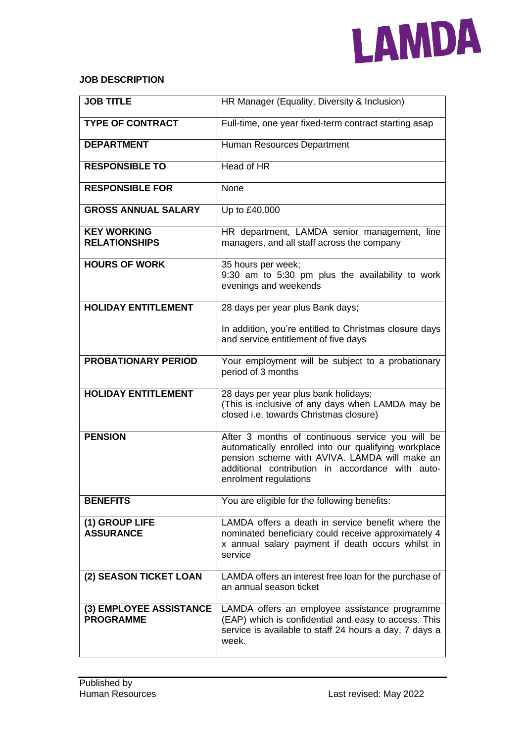LAMDA

**JOB DESCRIPTION**

| **JOB TITLE** | HR Manager (Equality, Diversity & Inclusion) |
|---|---|
| **TYPE OF CONTRACT** | Full-time, one year fixed-term contract starting asap |
| **DEPARTMENT** | Human Resources Department |
| **RESPONSIBLE TO** | Head of HR |
| **RESPONSIBLE FOR** | None |
| **GROSS ANNUAL SALARY** | Up to £40,000 |
| **KEY WORKING RELATIONSHIPS** | HR department, LAMDA senior management, line managers, and all staff across the company |
| **HOURS OF WORK** | 35 hours per week;<br>9:30 am to 5:30 pm plus the availability to work evenings and weekends |
| **HOLIDAY ENTITLEMENT** | 28 days per year plus Bank days;<br><br>In addition, you're entitled to Christmas closure days and service entitlement of five days |
| **PROBATIONARY PERIOD** | Your employment will be subject to a probationary period of 3 months |
| **HOLIDAY ENTITLEMENT** | 28 days per year plus bank holidays;<br>(This is inclusive of any days when LAMDA may be closed i.e. towards Christmas closure) |
| **PENSION** | After 3 months of continuous service you will be automatically enrolled into our qualifying workplace pension scheme with AVIVA. LAMDA will make an additional contribution in accordance with auto-enrolment regulations |
| **BENEFITS** | You are eligible for the following benefits: |
| **(1) GROUP LIFE ASSURANCE** | LAMDA offers a death in service benefit where the nominated beneficiary could receive approximately 4 x annual salary payment if death occurs whilst in service |
| **(2) SEASON TICKET LOAN** | LAMDA offers an interest free loan for the purchase of an annual season ticket |
| **(3) EMPLOYEE ASSISTANCE PROGRAMME** | LAMDA offers an employee assistance programme (EAP) which is confidential and easy to access. This service is available to staff 24 hours a day, 7 days a week. |

Published by
Human Resources

Last revised: May 2022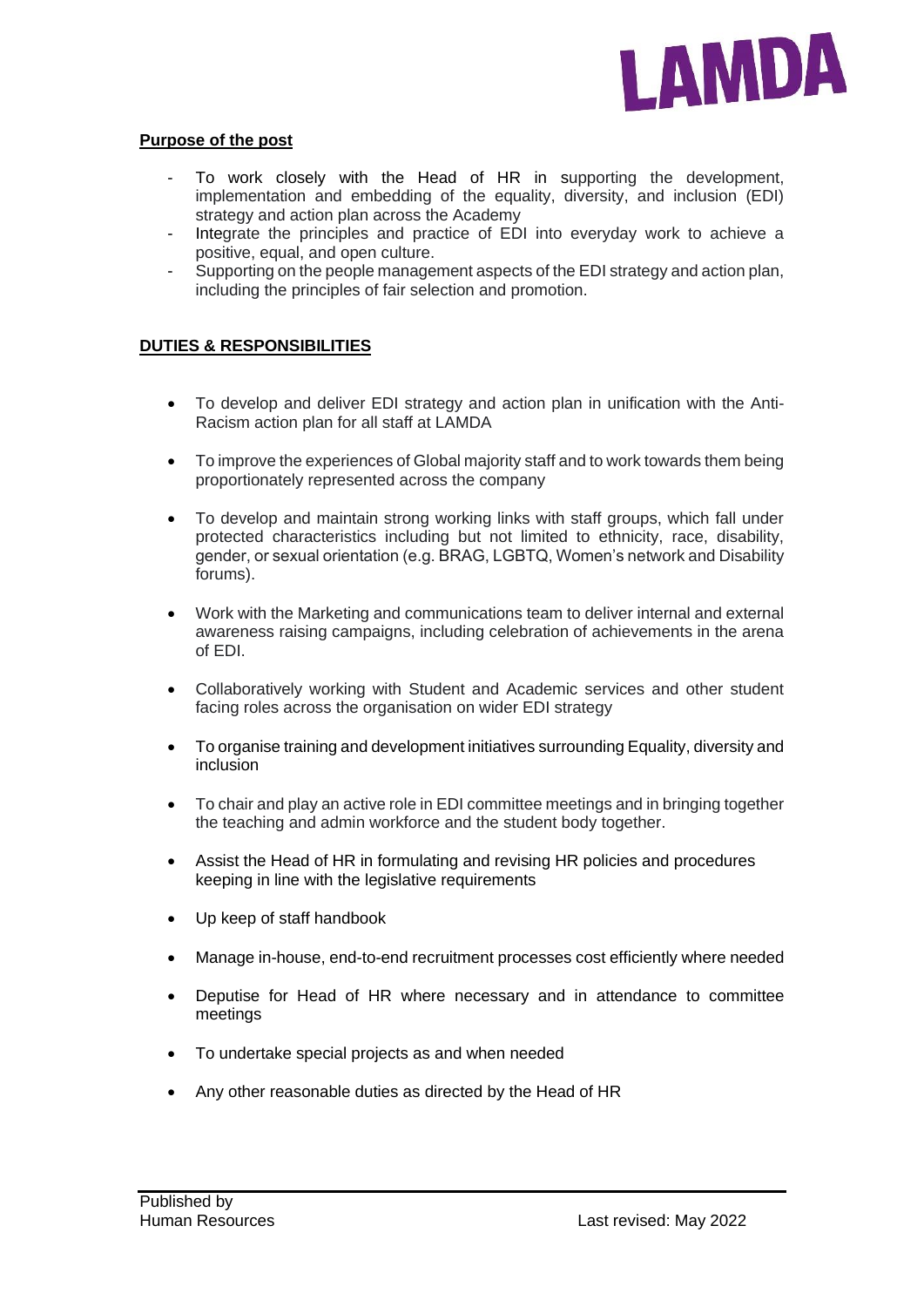**Purpose of the post**

- To work closely with the Head of HR in supporting the development, implementation and embedding of the equality, diversity, and inclusion (EDI) strategy and action plan across the Academy
- Integrate the principles and practice of EDI into everyday work to achieve a positive, equal, and open culture.
- Supporting on the people management aspects of the EDI strategy and action plan, including the principles of fair selection and promotion.

**DUTIES & RESPONSIBILITIES**

- To develop and deliver EDI strategy and action plan in unification with the Anti-Racism action plan for all staff at LAMDA
- To improve the experiences of Global majority staff and to work towards them being proportionately represented across the company
- To develop and maintain strong working links with staff groups, which fall under protected characteristics including but not limited to ethnicity, race, disability, gender, or sexual orientation (e.g. BRAG, LGBTQ, Women's network and Disability forums).
- Work with the Marketing and communications team to deliver internal and external awareness raising campaigns, including celebration of achievements in the arena of EDI.
- Collaboratively working with Student and Academic services and other student facing roles across the organisation on wider EDI strategy
- To organise training and development initiatives surrounding Equality, diversity and inclusion
- To chair and play an active role in EDI committee meetings and in bringing together the teaching and admin workforce and the student body together.
- Assist the Head of HR in formulating and revising HR policies and procedures keeping in line with the legislative requirements
- Up keep of staff handbook
- Manage in-house, end-to-end recruitment processes cost efficiently where needed
- Deputise for Head of HR where necessary and in attendance to committee meetings
- To undertake special projects as and when needed
- Any other reasonable duties as directed by the Head of HR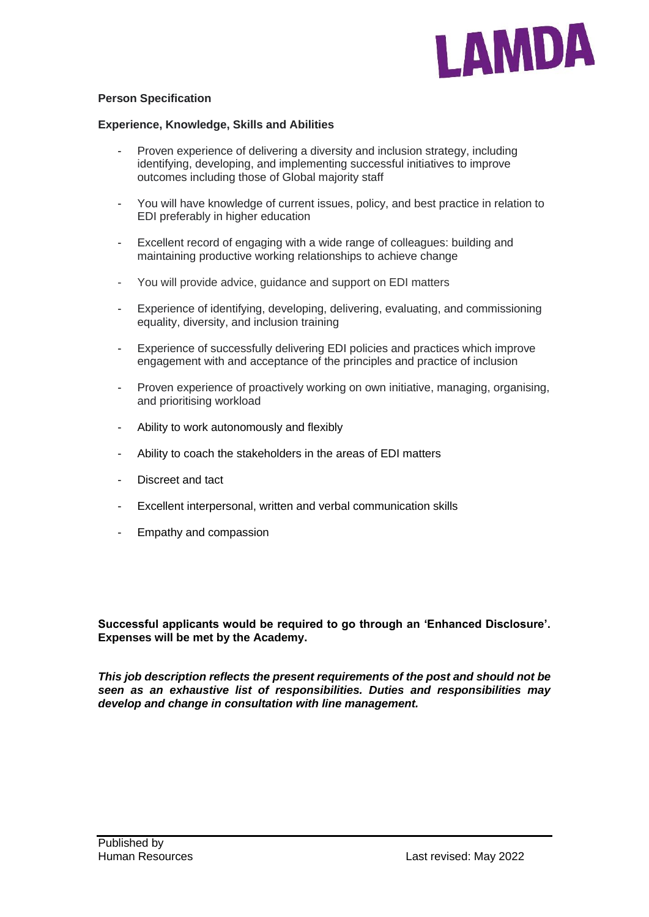**Person Specification**

**Experience, Knowledge, Skills and Abilities**

- Proven experience of delivering a diversity and inclusion strategy, including identifying, developing, and implementing successful initiatives to improve outcomes including those of Global majority staff

- You will have knowledge of current issues, policy, and best practice in relation to EDI preferably in higher education

- Excellent record of engaging with a wide range of colleagues: building and maintaining productive working relationships to achieve change

- You will provide advice, guidance and support on EDI matters

- Experience of identifying, developing, delivering, evaluating, and commissioning equality, diversity, and inclusion training

- Experience of successfully delivering EDI policies and practices which improve engagement with and acceptance of the principles and practice of inclusion

- Proven experience of proactively working on own initiative, managing, organising, and prioritising workload

- Ability to work autonomously and flexibly

- Ability to coach the stakeholders in the areas of EDI matters

- Discreet and tact

- Excellent interpersonal, written and verbal communication skills

- Empathy and compassion

**Successful applicants would be required to go through an 'Enhanced Disclosure'. Expenses will be met by the Academy.**

***This job description reflects the present requirements of the post and should not be seen as an exhaustive list of responsibilities. Duties and responsibilities may develop and change in consultation with line management.***

Published by
Human Resources

Last revised: May 2022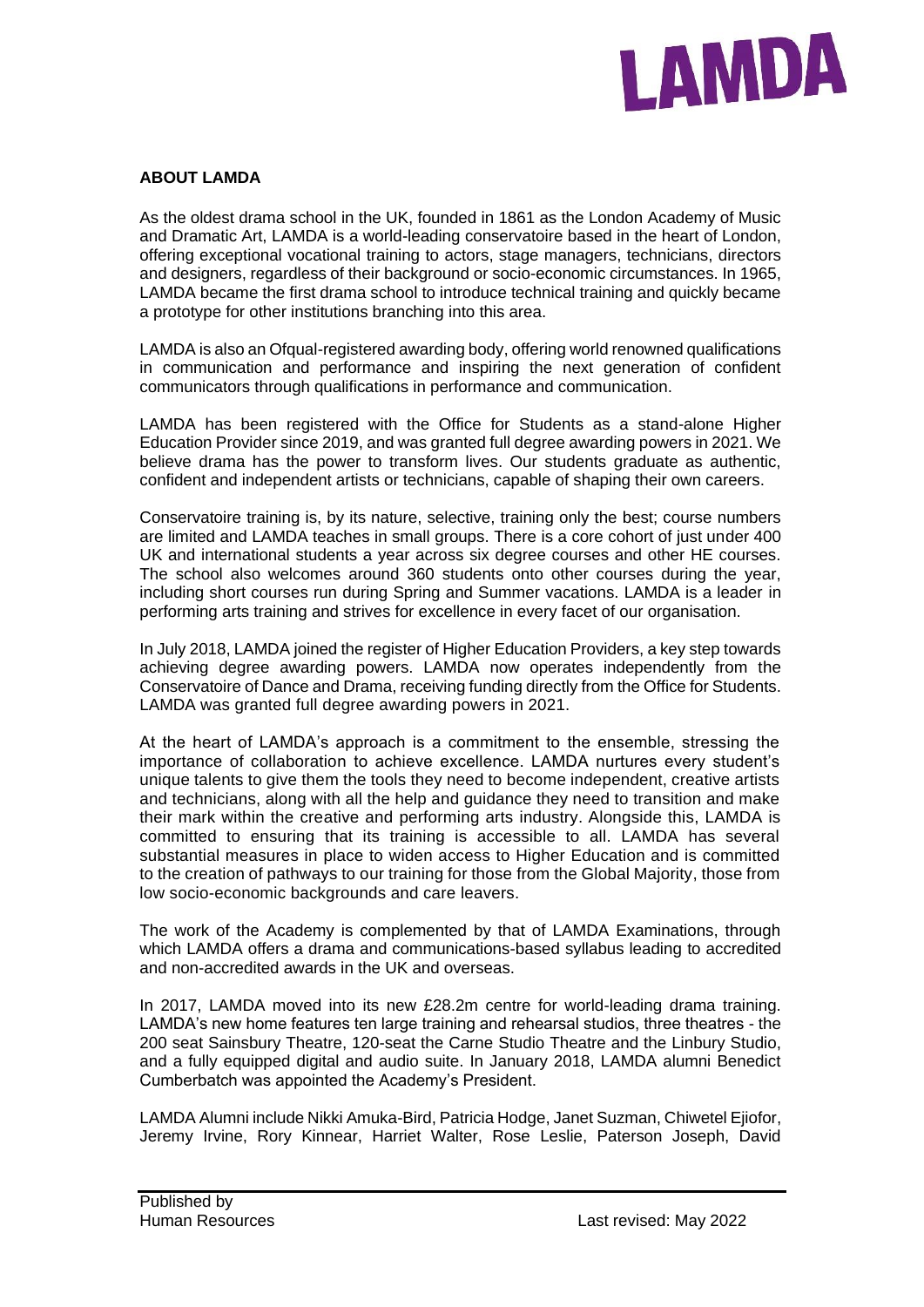## ABOUT LAMDA

As the oldest drama school in the UK, founded in 1861 as the London Academy of Music and Dramatic Art, LAMDA is a world-leading conservatoire based in the heart of London, offering exceptional vocational training to actors, stage managers, technicians, directors and designers, regardless of their background or socio-economic circumstances. In 1965, LAMDA became the first drama school to introduce technical training and quickly became a prototype for other institutions branching into this area.

LAMDA is also an Ofqual-registered awarding body, offering world renowned qualifications in communication and performance and inspiring the next generation of confident communicators through qualifications in performance and communication.

LAMDA has been registered with the Office for Students as a stand-alone Higher Education Provider since 2019, and was granted full degree awarding powers in 2021. We believe drama has the power to transform lives. Our students graduate as authentic, confident and independent artists or technicians, capable of shaping their own careers.

Conservatoire training is, by its nature, selective, training only the best; course numbers are limited and LAMDA teaches in small groups. There is a core cohort of just under 400 UK and international students a year across six degree courses and other HE courses. The school also welcomes around 360 students onto other courses during the year, including short courses run during Spring and Summer vacations. LAMDA is a leader in performing arts training and strives for excellence in every facet of our organisation.

In July 2018, LAMDA joined the register of Higher Education Providers, a key step towards achieving degree awarding powers. LAMDA now operates independently from the Conservatoire of Dance and Drama, receiving funding directly from the Office for Students. LAMDA was granted full degree awarding powers in 2021.

At the heart of LAMDA's approach is a commitment to the ensemble, stressing the importance of collaboration to achieve excellence. LAMDA nurtures every student's unique talents to give them the tools they need to become independent, creative artists and technicians, along with all the help and guidance they need to transition and make their mark within the creative and performing arts industry. Alongside this, LAMDA is committed to ensuring that its training is accessible to all. LAMDA has several substantial measures in place to widen access to Higher Education and is committed to the creation of pathways to our training for those from the Global Majority, those from low socio-economic backgrounds and care leavers.

The work of the Academy is complemented by that of LAMDA Examinations, through which LAMDA offers a drama and communications-based syllabus leading to accredited and non-accredited awards in the UK and overseas.

In 2017, LAMDA moved into its new £28.2m centre for world-leading drama training. LAMDA's new home features ten large training and rehearsal studios, three theatres - the 200 seat Sainsbury Theatre, 120-seat the Carne Studio Theatre and the Linbury Studio, and a fully equipped digital and audio suite. In January 2018, LAMDA alumni Benedict Cumberbatch was appointed the Academy's President.

LAMDA Alumni include Nikki Amuka-Bird, Patricia Hodge, Janet Suzman, Chiwetel Ejiofor, Jeremy Irvine, Rory Kinnear, Harriet Walter, Rose Leslie, Paterson Joseph, David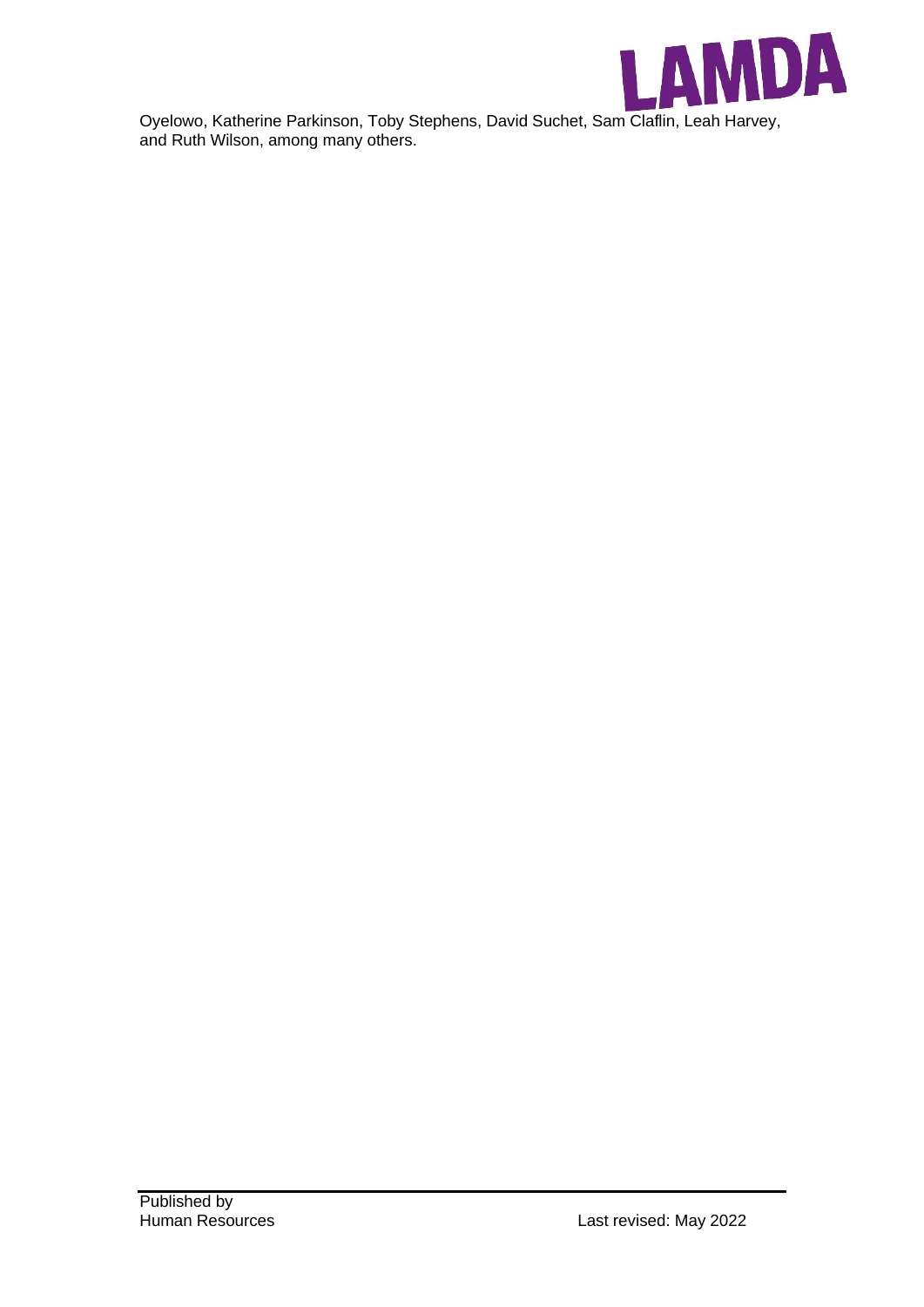Oyelowo, Katherine Parkinson, Toby Stephens, David Suchet, Sam Claflin, Leah Harvey, and Ruth Wilson, among many others.